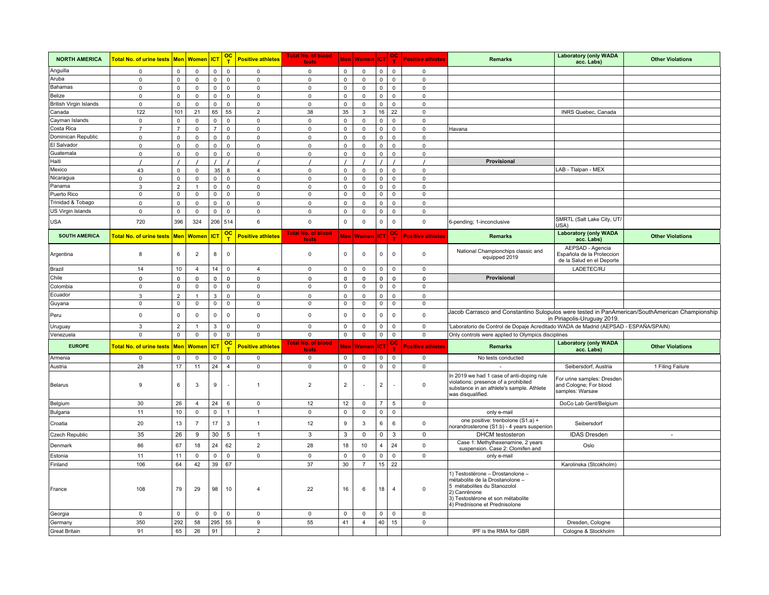| NORTH AMERICA | Total No. of urine tests | Men | Women | ICT | OCT | Positive athletes | Total No. of blood tests | Men | Women | ICT | OCT | Positive athletes | Remarks | Laboratory (only WADA acc. Labs) | Other Violations |
|---|---|---|---|---|---|---|---|---|---|---|---|---|---|---|---|
| Anguilla | 0 | 0 | 0 | 0 | 0 | 0 | 0 | 0 | 0 | 0 | 0 | 0 | | | |
| Aruba | 0 | 0 | 0 | 0 | 0 | 0 | 0 | 0 | 0 | 0 | 0 | 0 | | | |
| Bahamas | 0 | 0 | 0 | 0 | 0 | 0 | 0 | 0 | 0 | 0 | 0 | 0 | | | |
| Belize | 0 | 0 | 0 | 0 | 0 | 0 | 0 | 0 | 0 | 0 | 0 | 0 | | | |
| British Virgin Islands | 0 | 0 | 0 | 0 | 0 | 0 | 0 | 0 | 0 | 0 | 0 | 0 | | | |
| Canada | 122 | 101 | 21 | 65 | 55 | 2 | 38 | 35 | 3 | 16 | 22 | 0 | | INRS Quebec, Canada | |
| Cayman Islands | 0 | 0 | 0 | 0 | 0 | 0 | 0 | 0 | 0 | 0 | 0 | 0 | | | |
| Costa Rica | 7 | 7 | 0 | 7 | 0 | 0 | 0 | 0 | 0 | 0 | 0 | 0 | Havana | | |
| Dominican Republic | 0 | 0 | 0 | 0 | 0 | 0 | 0 | 0 | 0 | 0 | 0 | 0 | | | |
| El Salvador | 0 | 0 | 0 | 0 | 0 | 0 | 0 | 0 | 0 | 0 | 0 | 0 | | | |
| Guatemala | 0 | 0 | 0 | 0 | 0 | 0 | 0 | 0 | 0 | 0 | 0 | 0 | | | |
| Haiti | / | / | / | / | / | / | / | / | / | / | / | / | Provisional | | |
| Mexico | 43 | 0 | 0 | 35 | 8 | 4 | 0 | 0 | 0 | 0 | 0 | 0 | | LAB - Tlalpan - MEX | |
| Nicaragua | 0 | 0 | 0 | 0 | 0 | 0 | 0 | 0 | 0 | 0 | 0 | 0 | | | |
| Panama | 3 | 2 | 1 | 0 | 0 | 0 | 0 | 0 | 0 | 0 | 0 | 0 | | | |
| Puerto Rico | 0 | 0 | 0 | 0 | 0 | 0 | 0 | 0 | 0 | 0 | 0 | 0 | | | |
| Trinidad & Tobago | 0 | 0 | 0 | 0 | 0 | 0 | 0 | 0 | 0 | 0 | 0 | 0 | | | |
| US Virgin Islands | 0 | 0 | 0 | 0 | 0 | 0 | 0 | 0 | 0 | 0 | 0 | 0 | | | |
| USA | 720 | 396 | 324 | 206 | 514 | 6 | 0 | 0 | 0 | 0 | 0 | 0 | 6-pending; 1-inconclusive | SMRTL (Salt Lake City, UT/ USA) | |
| **SOUTH AMERICA** | **Total No. of urine tests** | **Men** | **Women** | **ICT** | **OCT** | **Positive athletes** | **Total No. of blood tests** | **Men** | **Women** | **ICT** | **OCT** | **Positive athletes** | **Remarks** | **Laboratory (only WADA acc. Labs)** | **Other Violations** |
| Argentina | 8 | 6 | 2 | 8 | 0 | | 0 | 0 | 0 | 0 | 0 | 0 | National Championchips classic and equipped 2019 | AEPSAD - Agencia Española de la Proteccion de la Salud en el Deporte | |
| Brazil | 14 | 10 | 4 | 14 | 0 | 4 | 0 | 0 | 0 | 0 | 0 | 0 | | LADETEC/RJ | |
| Chile | 0 | 0 | 0 | 0 | 0 | 0 | 0 | 0 | 0 | 0 | 0 | 0 | Provisional | | |
| Colombia | 0 | 0 | 0 | 0 | 0 | 0 | 0 | 0 | 0 | 0 | 0 | 0 | | | |
| Ecuador | 3 | 2 | 1 | 3 | 0 | 0 | 0 | 0 | 0 | 0 | 0 | 0 | | | |
| Guyana | 0 | 0 | 0 | 0 | 0 | 0 | 0 | 0 | 0 | 0 | 0 | 0 | | | |
| Peru | 0 | 0 | 0 | 0 | 0 | 0 | 0 | 0 | 0 | 0 | 0 | 0 | Jacob Carrasco and Constantino Sulopulos were tested in PanAmerican/SouthAmerican Championship in Piriapolis-Uruguay 2019. | | |
| Uruguay | 3 | 2 | 1 | 3 | 0 | 0 | 0 | 0 | 0 | 0 | 0 | 0 | 'Laboratorio de Control de Dopaje Acreditado WADA de Madrid (AEPSAD - ESPAÑA/SPAIN) | | |
| Venezuela | 0 | 0 | 0 | 0 | 0 | 0 | 0 | 0 | 0 | 0 | 0 | 0 | Only controls were applied to Olympics disciplines | | |
| **EUROPE** | **Total No. of urine tests** | **Men** | **Women** | **ICT** | **OCT** | **Positive athletes** | **Total No. of blood tests** | **Men** | **Women** | **ICT** | **OCT** | **Positive athletes** | **Remarks** | **Laboratory (only WADA acc. Labs)** | **Other Violations** |
| Armenia | 0 | 0 | 0 | 0 | 0 | 0 | 0 | 0 | 0 | 0 | 0 | 0 | No tests conducted | | |
| Austria | 28 | 17 | 11 | 24 | 4 | 0 | 0 | 0 | 0 | 0 | 0 | 0 | - | Seibersdorf, Austria | 1 Filing Failure |
| Belarus | 9 | 6 | 3 | 9 | - | 1 | 2 | 2 | - | 2 | - | 0 | In 2019 we had 1 case of anti-doping rule violations: presence of a prohibited substance in an athlete's sample. Athlete was disqualified. | For urine samples: Dresden and Cologne; For blood samples: Warsaw | |
| Belgium | 30 | 26 | 4 | 24 | 6 | 0 | 12 | 12 | 0 | 7 | 5 | 0 | | DoCo Lab Gent/Belgium | |
| Bulgaria | 11 | 10 | 0 | 0 | 1 | 1 | 0 | 0 | 0 | 0 | 0 | | only e-mail | | |
| Croatia | 20 | 13 | 7 | 17 | 3 | 1 | 12 | 9 | 3 | 6 | 6 | 0 | one positive: trenbolone (S1.a) + norandrosterone (S1.b) - 4 years suspenion | Seibersdorf | |
| Czech Republic | 35 | 26 | 9 | 30 | 5 | 1 | 3 | 3 | 0 | 0 | 3 | 0 | DHCM testosteron | IDAS Dresden | - |
| Denmark | 86 | 67 | 18 | 24 | 62 | 2 | 28 | 18 | 10 | 4 | 24 | 0 | Case 1: Methylhexenamine, 2 years suspension. Case 2: Clomifen and | Oslo | |
| Estonia | 11 | 11 | 0 | 0 | 0 | 0 | 0 | 0 | 0 | 0 | 0 | 0 | only e-mail | | |
| Finland | 106 | 64 | 42 | 39 | 67 | | 37 | 30 | 7 | 15 | 22 | | | Karolinska (Stcokholm) | |
| France | 108 | 79 | 29 | 98 | 10 | 4 | 22 | 16 | 6 | 18 | 4 | 0 | 1) Testostérone – Drostanolone – métabolite de la Drostanolone – 5 métabolites du Stanozolol 2) Canrénone 3) Testostérone et son métabolite 4) Prednisone et Prednisolone | | |
| Georgia | 0 | 0 | 0 | 0 | 0 | 0 | 0 | 0 | 0 | 0 | 0 | 0 | | | |
| Germany | 350 | 292 | 58 | 295 | 55 | 9 | 55 | 41 | 4 | 40 | 15 | 0 | | Dresden, Cologne | |
| Great Britain | 91 | 65 | 26 | 91 | | 2 | | | | | | | IPF is the RMA for GBR | Cologne & Stockholm | |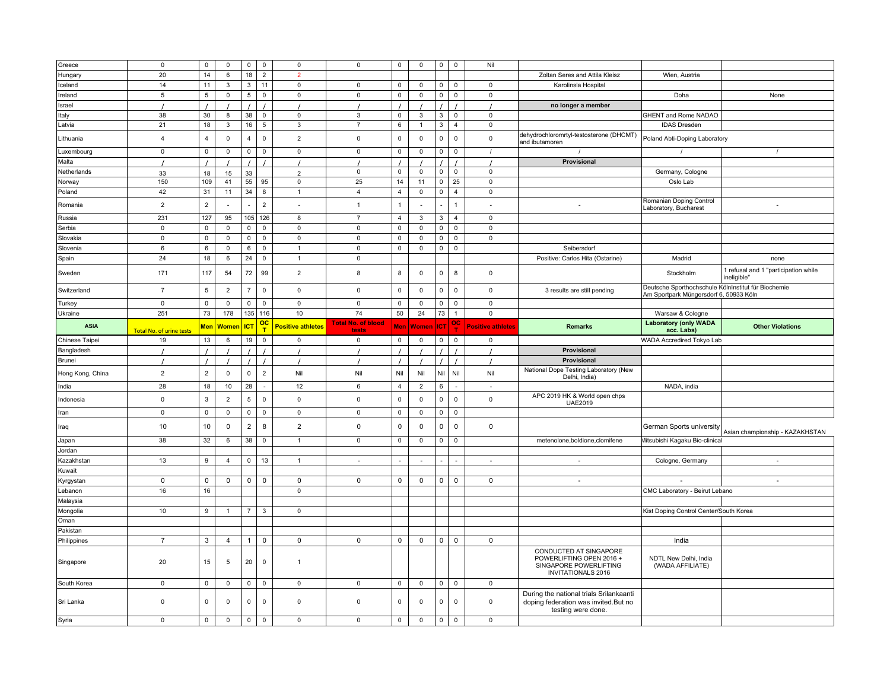| | | | | | | | | | | | | | | | |
|---|---|---|---|---|---|---|---|---|---|---|---|---|---|---|---|
| Greece | 0 | 0 | 0 | 0 | 0 | 0 | 0 | 0 | 0 | 0 | 0 | Nil | | | |
| Hungary | 20 | 14 | 6 | 18 | 2 | 2 | | | | | | | Zoltan Seres and Attila Kleisz | Wien, Austria | |
| Iceland | 14 | 11 | 3 | 3 | 11 | 0 | 0 | 0 | 0 | 0 | 0 | 0 | Karolinsla Hospital | | |
| Ireland | 5 | 5 | 0 | 5 | 0 | 0 | 0 | 0 | 0 | 0 | 0 | 0 | | Doha | None |
| Israel | / | / | / | / | / | / | / | / | / | / | / | / | **no longer a member** | | |
| Italy | 38 | 30 | 8 | 38 | 0 | 0 | 3 | 0 | 3 | 3 | 0 | 0 | | GHENT and Rome NADAO | |
| Latvia | 21 | 18 | 3 | 16 | 5 | 3 | 7 | 6 | 1 | 3 | 4 | 0 | | IDAS Dresden | |
| Lithuania | 4 | 4 | 0 | 4 | 0 | 2 | 0 | 0 | 0 | 0 | 0 | 0 | dehydrochloromrtyl-testosterone (DHCMT) and ibutamoren | Poland Abti-Doping Laboratory | |
| Luxembourg | 0 | 0 | 0 | 0 | 0 | 0 | 0 | 0 | 0 | 0 | 0 | / | / | / | / |
| Malta | / | / | / | / | / | / | / | / | / | / | / | / | **Provisional** | | |
| Netherlands | 33 | 18 | 15 | 33 | | 2 | 0 | 0 | 0 | 0 | 0 | 0 | | Germany, Cologne | |
| Norway | 150 | 109 | 41 | 55 | 95 | 0 | 25 | 14 | 11 | 0 | 25 | 0 | | Oslo Lab | |
| Poland | 42 | 31 | 11 | 34 | 8 | 1 | 4 | 4 | 0 | 0 | 4 | 0 | | | |
| Romania | 2 | 2 | - | - | 2 | - | 1 | 1 | - | - | 1 | - | - | Romanian Doping Control Laboratory, Bucharest | - |
| Russia | 231 | 127 | 95 | 105 | 126 | 8 | 7 | 4 | 3 | 3 | 4 | 0 | | | |
| Serbia | 0 | 0 | 0 | 0 | 0 | 0 | 0 | 0 | 0 | 0 | 0 | 0 | | | |
| Slovakia | 0 | 0 | 0 | 0 | 0 | 0 | 0 | 0 | 0 | 0 | 0 | 0 | | | |
| Slovenia | 6 | 6 | 0 | 6 | 0 | 1 | 0 | 0 | 0 | 0 | 0 | | Seibersdorf | | |
| Spain | 24 | 18 | 6 | 24 | 0 | 1 | 0 | | | | | | Positive: Carlos Hita (Ostarine) | Madrid | none |
| Sweden | 171 | 117 | 54 | 72 | 99 | 2 | 8 | 8 | 0 | 0 | 8 | 0 | | Stockholm | 1 refusal and 1 "participation while ineligible" |
| Switzerland | 7 | 5 | 2 | 7 | 0 | 0 | 0 | 0 | 0 | 0 | 0 | 0 | 3 results are still pending | Deutsche Sporthochschule KölnInstitut für Biochemie Am Sportpark Müngersdorf 6, 50933 Köln | |
| Turkey | 0 | 0 | 0 | 0 | 0 | 0 | 0 | 0 | 0 | 0 | 0 | 0 | | | |
| Ukraine | 251 | 73 | 178 | 135 | 116 | 10 | 74 | 50 | 24 | 73 | 1 | 0 | | Warsaw & Cologne | |
| **ASIA** | **Total No. of urine tests** | **Men** | **Women** | **ICT** | **OCT** | **Positive athletes** | **Total No. of blood tests** | **Men** | **Women** | **ICT** | **OCT** | **Positive athletes** | **Remarks** | **Laboratory (only WADA acc. Labs)** | **Other Violations** |
| Chinese Taipei | 19 | 13 | 6 | 19 | 0 | 0 | 0 | 0 | 0 | 0 | 0 | 0 | | WADA Accredired Tokyo Lab | |
| Bangladesh | / | / | / | / | / | / | / | / | / | / | / | / | **Provisional** | | |
| Brunei | / | / | / | / | / | / | / | / | / | / | / | / | **Provisional** | | |
| Hong Kong, China | 2 | 2 | 0 | 0 | 2 | Nil | Nil | Nil | Nil | Nil | Nil | Nil | National Dope Testing Laboratory (New Delhi, India) | | |
| India | 28 | 18 | 10 | 28 | - | 12 | 6 | 4 | 2 | 6 | - | - | | NADA, india | |
| Indonesia | 0 | 3 | 2 | 5 | 0 | 0 | 0 | 0 | 0 | 0 | 0 | 0 | APC 2019 HK & World open chps UAE2019 | | |
| Iran | 0 | 0 | 0 | 0 | 0 | 0 | 0 | 0 | 0 | 0 | 0 | | | | |
| Iraq | 10 | 10 | 0 | 2 | 8 | 2 | 0 | 0 | 0 | 0 | 0 | 0 | | German Sports university | Asian championship - KAZAKHSTAN |
| Japan | 38 | 32 | 6 | 38 | 0 | 1 | 0 | 0 | 0 | 0 | 0 | | metenolone,boldione,clomifene | Mitsubishi Kagaku Bio-clinical | |
| Jordan | | | | | | | | | | | | | | | |
| Kazakhstan | 13 | 9 | 4 | 0 | 13 | 1 | - | - | - | - | - | - | - | Cologne, Germany | - |
| Kuwait | | | | | | | | | | | | | | | |
| Kyrgystan | 0 | 0 | 0 | 0 | 0 | 0 | 0 | 0 | 0 | 0 | 0 | 0 | - | - | - |
| Lebanon | 16 | 16 | | | | 0 | | | | | | | | CMC Laboratory - Beirut Lebano | |
| Malaysia | | | | | | | | | | | | | | | |
| Mongolia | 10 | 9 | 1 | 7 | 3 | 0 | | | | | | | | Kist Doping Control Center/South Korea | |
| Oman | | | | | | | | | | | | | | | |
| Pakistan | | | | | | | | | | | | | | | |
| Philippines | 7 | 3 | 4 | 1 | 0 | 0 | 0 | 0 | 0 | 0 | 0 | 0 | | India | |
| Singapore | 20 | 15 | 5 | 20 | 0 | 1 | | | | | | | CONDUCTED AT SINGAPORE POWERLIFTING OPEN 2016 + SINGAPORE POWERLIFTING INVITATIONALS 2016 | NDTL New Delhi, India (WADA AFFILIATE) | |
| South Korea | 0 | 0 | 0 | 0 | 0 | 0 | 0 | 0 | 0 | 0 | 0 | 0 | | | |
| Sri Lanka | 0 | 0 | 0 | 0 | 0 | 0 | 0 | 0 | 0 | 0 | 0 | 0 | During the national trials Srilankaanti doping federation was invited.But no testing were done. | | |
| Syria | 0 | 0 | 0 | 0 | 0 | 0 | 0 | 0 | 0 | 0 | 0 | 0 | | | |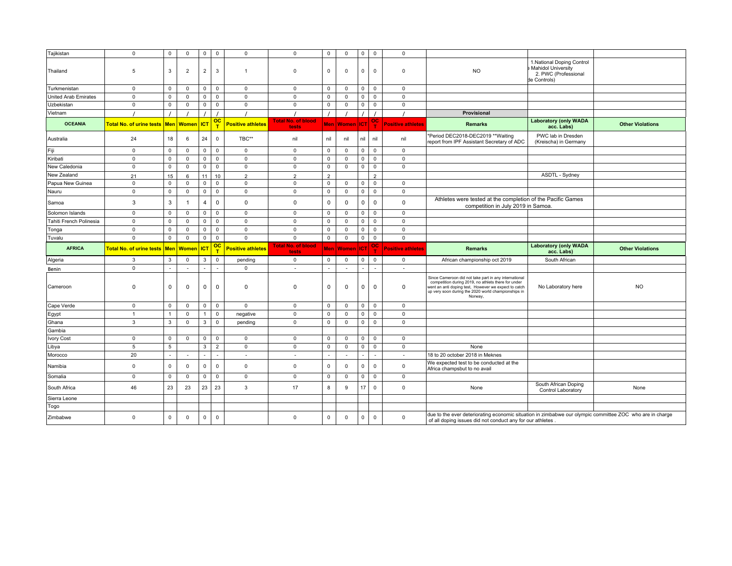| | | | | | | | | | | | | | | | |
|---|---|---|---|---|---|---|---|---|---|---|---|---|---|---|---|
| Tajikistan | 0 | 0 | 0 | 0 | 0 | 0 | 0 | 0 | 0 | 0 | 0 | 0 | | | |
| Thailand | 5 | 3 | 2 | 2 | 3 | 1 | 0 | 0 | 0 | 0 | 0 | 0 | NO | 1.National Doping Control e Mahidol University 2. PWC (Professional de Controls) | |
| Turkmenistan | 0 | 0 | 0 | 0 | 0 | 0 | 0 | 0 | 0 | 0 | 0 | 0 | | | |
| United Arab Emirates | 0 | 0 | 0 | 0 | 0 | 0 | 0 | 0 | 0 | 0 | 0 | 0 | | | |
| Uzbekistan | 0 | 0 | 0 | 0 | 0 | 0 | 0 | 0 | 0 | 0 | 0 | 0 | | | |
| Vietnam | / | / | / | / | / | / | / | / | / | / | / | / | **Provisional** | | |
| **OCEANIA** | **Total No. of urine tests** | **Men** | **Women** | **ICT** | **OCT** | **Positive athletes** | **Total No. of blood tests** | **Men** | **Women** | **ICT** | **OCT** | **Positive athletes** | **Remarks** | **Laboratory (only WADA acc. Labs)** | **Other Violations** |
| Australia | 24 | 18 | 6 | 24 | 0 | TBC** | nil | nil | nil | nil | nil | nil | *Period DEC2018-DEC2019 **Waiting report from IPF Assistant Secretary of ADC | PWC lab in Dresden (Kreischa) in Germany | |
| Fiji | 0 | 0 | 0 | 0 | 0 | 0 | 0 | 0 | 0 | 0 | 0 | 0 | | | |
| Kiribati | 0 | 0 | 0 | 0 | 0 | 0 | 0 | 0 | 0 | 0 | 0 | 0 | | | |
| New Caledonia | 0 | 0 | 0 | 0 | 0 | 0 | 0 | 0 | 0 | 0 | 0 | 0 | | | |
| New Zealand | 21 | 15 | 6 | 11 | 10 | 2 | 2 | 2 | | | 2 | | | ASDTL - Sydney | |
| Papua New Guinea | 0 | 0 | 0 | 0 | 0 | 0 | 0 | 0 | 0 | 0 | 0 | 0 | | | |
| Nauru | 0 | 0 | 0 | 0 | 0 | 0 | 0 | 0 | 0 | 0 | 0 | 0 | | | |
| Samoa | 3 | 3 | 1 | 4 | 0 | 0 | 0 | 0 | 0 | 0 | 0 | 0 | Athletes were tested at the completion of the Pacific Games competition in July 2019 in Samoa. | | |
| Solomon Islands | 0 | 0 | 0 | 0 | 0 | 0 | 0 | 0 | 0 | 0 | 0 | 0 | | | |
| Tahiti French Polinesia | 0 | 0 | 0 | 0 | 0 | 0 | 0 | 0 | 0 | 0 | 0 | 0 | | | |
| Tonga | 0 | 0 | 0 | 0 | 0 | 0 | 0 | 0 | 0 | 0 | 0 | 0 | | | |
| Tuvalu | 0 | 0 | 0 | 0 | 0 | 0 | 0 | 0 | 0 | 0 | 0 | 0 | | | |
| **AFRICA** | **Total No. of urine tests** | **Men** | **Women** | **ICT** | **OCT** | **Positive athletes** | **Total No. of blood tests** | **Men** | **Women** | **ICT** | **OCT** | **Positive athletes** | **Remarks** | **Laboratory (only WADA acc. Labs)** | **Other Violations** |
| Algeria | 3 | 3 | 0 | 3 | 0 | pending | 0 | 0 | 0 | 0 | 0 | 0 | African championship oct 2019 | South African | |
| Benin | 0 | - | - | - | - | 0 | - | - | - | - | - | - | | | |
| Cameroon | 0 | 0 | 0 | 0 | 0 | 0 | 0 | 0 | 0 | 0 | 0 | 0 | Since Cameroon did not take part in any international competition during 2019, no athlets there for under went an anti doping test. However we expect to catch up very soon during the 2020 world championships in Norway, | No Laboratory here | NO |
| Cape Verde | 0 | 0 | 0 | 0 | 0 | 0 | 0 | 0 | 0 | 0 | 0 | 0 | | | |
| Egypt | 1 | 1 | 0 | 1 | 0 | negative | 0 | 0 | 0 | 0 | 0 | 0 | | | |
| Ghana | 3 | 3 | 0 | 3 | 0 | pending | 0 | 0 | 0 | 0 | 0 | 0 | | | |
| Gambia | | | | | | | | | | | | | | | |
| Ivory Cost | 0 | 0 | 0 | 0 | 0 | 0 | 0 | 0 | 0 | 0 | 0 | 0 | | | |
| Libya | 5 | 5 | | 3 | 2 | 0 | 0 | 0 | 0 | 0 | 0 | 0 | None | | |
| Morocco | 20 | - | - | - | - | - | - | - | - | - | - | - | 18 to 20 october 2018 in Meknes | | |
| Namibia | 0 | 0 | 0 | 0 | 0 | 0 | 0 | 0 | 0 | 0 | 0 | 0 | We expected test to be conducted at the Africa champsbut to no avail | | |
| Somalia | 0 | 0 | 0 | 0 | 0 | 0 | 0 | 0 | 0 | 0 | 0 | 0 | | | |
| South Africa | 46 | 23 | 23 | 23 | 23 | 3 | 17 | 8 | 9 | 17 | 0 | 0 | None | South African Doping Control Laboratory | None |
| Sierra Leone | | | | | | | | | | | | | | | |
| Togo | | | | | | | | | | | | | | | |
| Zimbabwe | 0 | 0 | 0 | 0 | 0 | | 0 | 0 | 0 | 0 | 0 | 0 | due to the ever deteriorating economic situation in zimbabwe our olympic committee ZOC who are in charge of all doping issues did not conduct any for our athletes . | | |